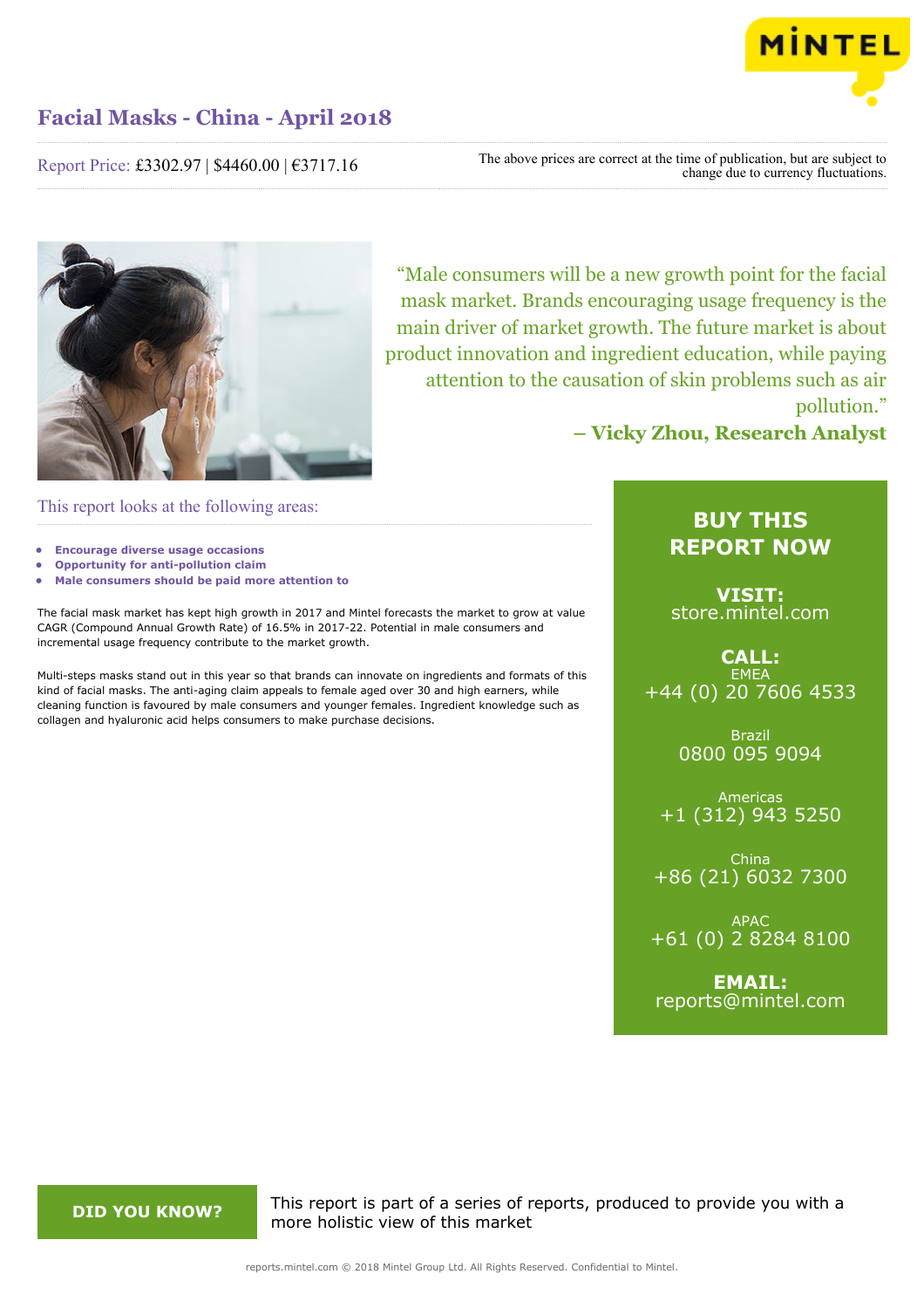# Facial Masks - China - April 2018

Report Price: £3302.97 | $4460.00 | €3717.16

The above prices are correct at the time of publication, but are subject to change due to currency fluctuations.

> "Male consumers will be a new growth point for the facial mask market. Brands encouraging usage frequency is the main driver of market growth. The future market is about product innovation and ingredient education, while paying attention to the causation of skin problems such as air pollution."
>
> **– Vicky Zhou, Research Analyst**

## This report looks at the following areas:

- **Encourage diverse usage occasions**
- **Opportunity for anti-pollution claim**
- **Male consumers should be paid more attention to**

The facial mask market has kept high growth in 2017 and Mintel forecasts the market to grow at value CAGR (Compound Annual Growth Rate) of 16.5% in 2017-22. Potential in male consumers and incremental usage frequency contribute to the market growth.

Multi-steps masks stand out in this year so that brands can innovate on ingredients and formats of this kind of facial masks. The anti-aging claim appeals to female aged over 30 and high earners, while cleaning function is favoured by male consumers and younger females. Ingredient knowledge such as collagen and hyaluronic acid helps consumers to make purchase decisions.

## BUY THIS REPORT NOW

**VISIT:**
store.mintel.com

**CALL:**

EMEA
+44 (0) 20 7606 4533

Brazil
0800 095 9094

Americas
+1 (312) 943 5250

China
+86 (21) 6032 7300

APAC
+61 (0) 2 8284 8100

**EMAIL:**
reports@mintel.com

**DID YOU KNOW?**

This report is part of a series of reports, produced to provide you with a more holistic view of this market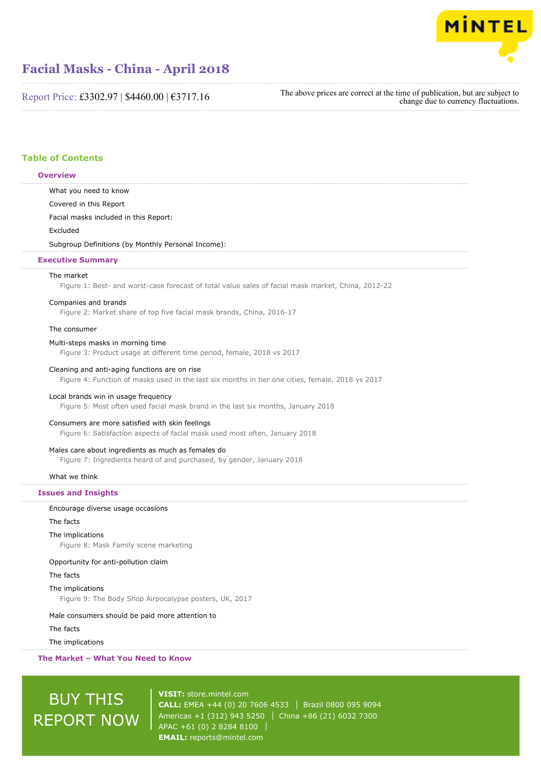# Facial Masks - China - April 2018

Report Price: £3302.97 | $4460.00 | €3717.16

The above prices are correct at the time of publication, but are subject to change due to currency fluctuations.

## Table of Contents

### Overview

What you need to know

Covered in this Report

Facial masks included in this Report:

Excluded

Subgroup Definitions (by Monthly Personal Income):

### Executive Summary

The market

Figure 1: Best- and worst-case forecast of total value sales of facial mask market, China, 2012-22

Companies and brands

Figure 2: Market share of top five facial mask brands, China, 2016-17

The consumer

Multi-steps masks in morning time

Figure 3: Product usage at different time period, female, 2018 vs 2017

Cleaning and anti-aging functions are on rise

Figure 4: Function of masks used in the last six months in tier one cities, female, 2018 vs 2017

Local brands win in usage frequency

Figure 5: Most often used facial mask brand in the last six months, January 2018

Consumers are more satisfied with skin feelings

Figure 6: Satisfaction aspects of facial mask used most often, January 2018

Males care about ingredients as much as females do

Figure 7: Ingredients heard of and purchased, by gender, January 2018

What we think

### Issues and Insights

Encourage diverse usage occasions

The facts

The implications

Figure 8: Mask Family scene marketing

Opportunity for anti-pollution claim

The facts

The implications

Figure 9: The Body Shop Airpocalypse posters, UK, 2017

Male consumers should be paid more attention to

The facts

The implications

### The Market – What You Need to Know

BUY THIS REPORT NOW

**VISIT:** store.mintel.com

**CALL:** EMEA +44 (0) 20 7606 4533 | Brazil 0800 095 9094
Americas +1 (312) 943 5250 | China +86 (21) 6032 7300
APAC +61 (0) 2 8284 8100

**EMAIL:** reports@mintel.com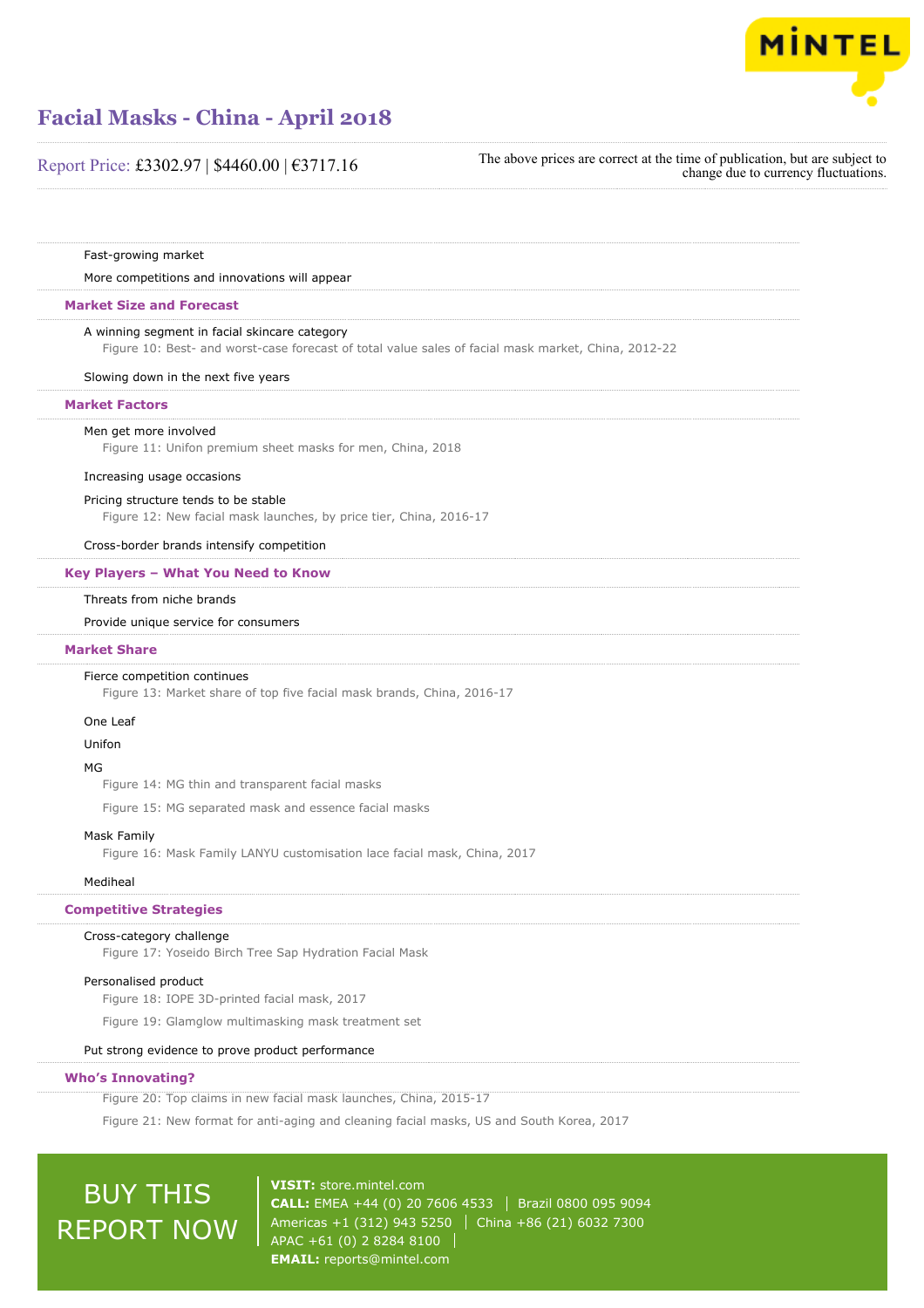Fast-growing market

More competitions and innovations will appear

## Market Size and Forecast

A winning segment in facial skincare category

Figure 10: Best- and worst-case forecast of total value sales of facial mask market, China, 2012-22

Slowing down in the next five years

## Market Factors

Men get more involved

Figure 11: Unifon premium sheet masks for men, China, 2018

Increasing usage occasions

Pricing structure tends to be stable

Figure 12: New facial mask launches, by price tier, China, 2016-17

Cross-border brands intensify competition

## Key Players – What You Need to Know

Threats from niche brands

Provide unique service for consumers

## Market Share

Fierce competition continues

Figure 13: Market share of top five facial mask brands, China, 2016-17

One Leaf

Unifon

MG

Figure 14: MG thin and transparent facial masks

Figure 15: MG separated mask and essence facial masks

Mask Family

Figure 16: Mask Family LANYU customisation lace facial mask, China, 2017

Mediheal

## Competitive Strategies

Cross-category challenge

Figure 17: Yoseido Birch Tree Sap Hydration Facial Mask

Personalised product

Figure 18: IOPE 3D-printed facial mask, 2017

Figure 19: Glamglow multimasking mask treatment set

Put strong evidence to prove product performance

## Who's Innovating?

Figure 20: Top claims in new facial mask launches, China, 2015-17

Figure 21: New format for anti-aging and cleaning facial masks, US and South Korea, 2017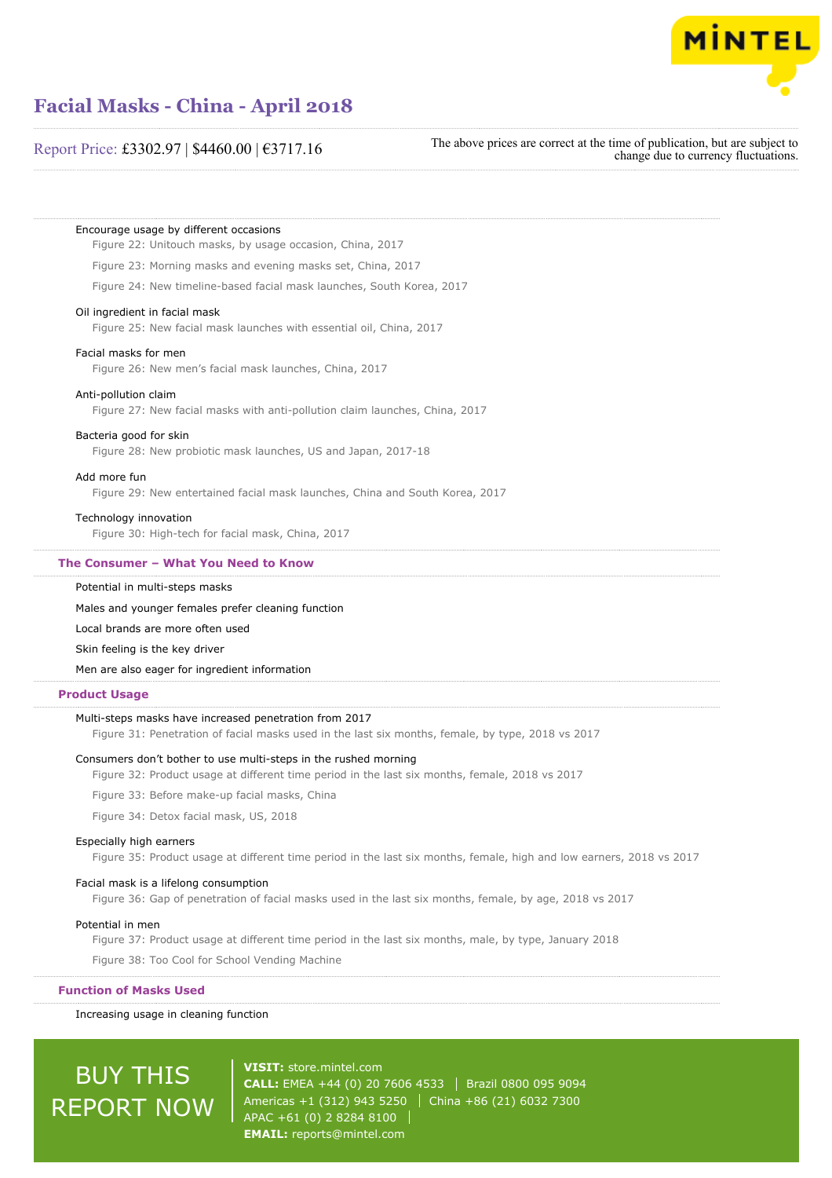Encourage usage by different occasions

Figure 22: Unitouch masks, by usage occasion, China, 2017

Figure 23: Morning masks and evening masks set, China, 2017

Figure 24: New timeline-based facial mask launches, South Korea, 2017

Oil ingredient in facial mask

Figure 25: New facial mask launches with essential oil, China, 2017

Facial masks for men

Figure 26: New men's facial mask launches, China, 2017

Anti-pollution claim

Figure 27: New facial masks with anti-pollution claim launches, China, 2017

Bacteria good for skin

Figure 28: New probiotic mask launches, US and Japan, 2017-18

Add more fun

Figure 29: New entertained facial mask launches, China and South Korea, 2017

Technology innovation

Figure 30: High-tech for facial mask, China, 2017

## The Consumer – What You Need to Know

Potential in multi-steps masks

Males and younger females prefer cleaning function

Local brands are more often used

Skin feeling is the key driver

Men are also eager for ingredient information

## Product Usage

Multi-steps masks have increased penetration from 2017

Figure 31: Penetration of facial masks used in the last six months, female, by type, 2018 vs 2017

Consumers don't bother to use multi-steps in the rushed morning

Figure 32: Product usage at different time period in the last six months, female, 2018 vs 2017

Figure 33: Before make-up facial masks, China

Figure 34: Detox facial mask, US, 2018

Especially high earners

Figure 35: Product usage at different time period in the last six months, female, high and low earners, 2018 vs 2017

Facial mask is a lifelong consumption

Figure 36: Gap of penetration of facial masks used in the last six months, female, by age, 2018 vs 2017

Potential in men

Figure 37: Product usage at different time period in the last six months, male, by type, January 2018

Figure 38: Too Cool for School Vending Machine

## Function of Masks Used

Increasing usage in cleaning function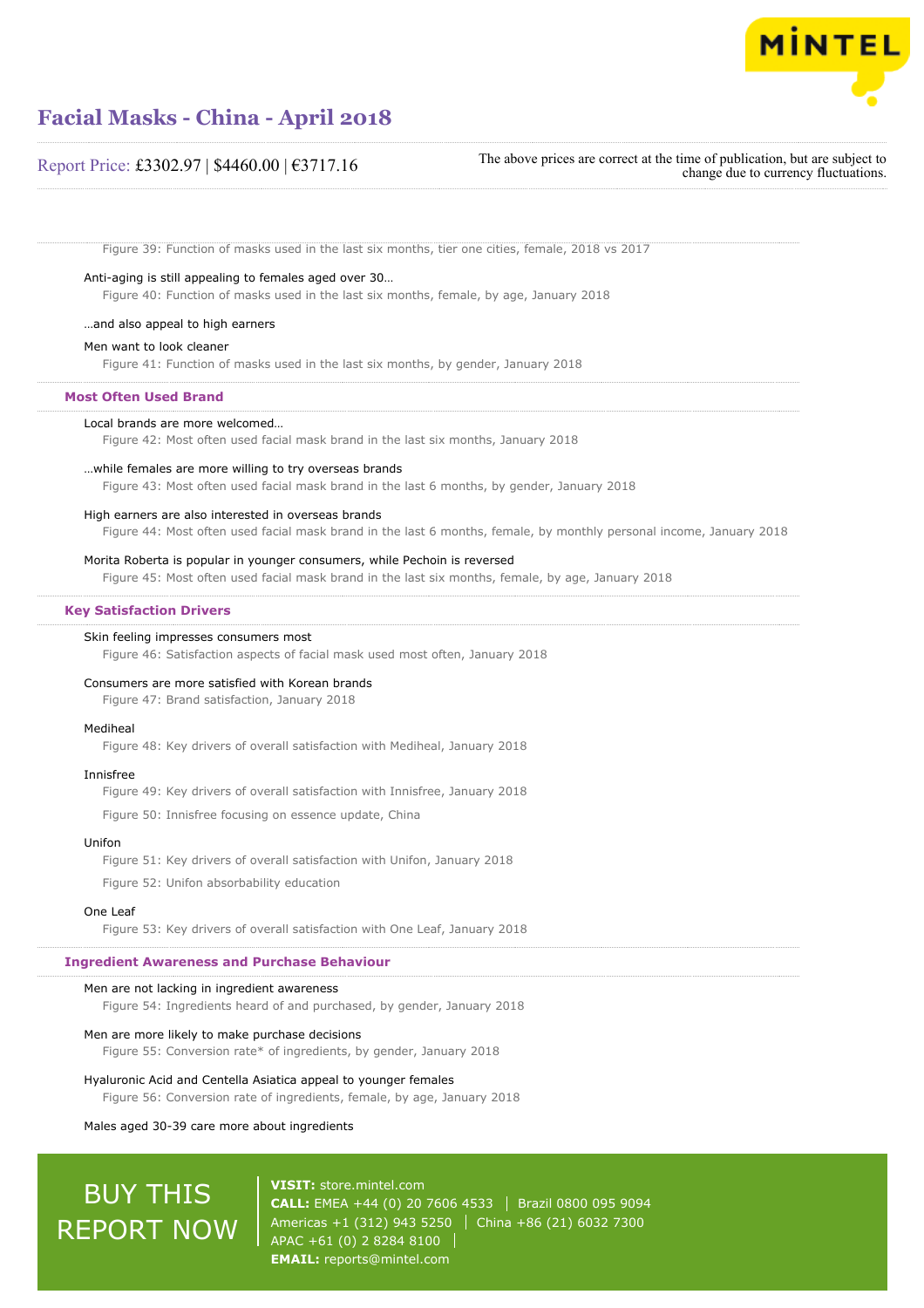Figure 39: Function of masks used in the last six months, tier one cities, female, 2018 vs 2017

Anti-aging is still appealing to females aged over 30…

Figure 40: Function of masks used in the last six months, female, by age, January 2018

…and also appeal to high earners

Men want to look cleaner

Figure 41: Function of masks used in the last six months, by gender, January 2018

## Most Often Used Brand

Local brands are more welcomed…

Figure 42: Most often used facial mask brand in the last six months, January 2018

…while females are more willing to try overseas brands

Figure 43: Most often used facial mask brand in the last 6 months, by gender, January 2018

High earners are also interested in overseas brands

Figure 44: Most often used facial mask brand in the last 6 months, female, by monthly personal income, January 2018

Morita Roberta is popular in younger consumers, while Pechoin is reversed

Figure 45: Most often used facial mask brand in the last six months, female, by age, January 2018

## Key Satisfaction Drivers

Skin feeling impresses consumers most

Figure 46: Satisfaction aspects of facial mask used most often, January 2018

Consumers are more satisfied with Korean brands

Figure 47: Brand satisfaction, January 2018

Mediheal

Figure 48: Key drivers of overall satisfaction with Mediheal, January 2018

Innisfree

Figure 49: Key drivers of overall satisfaction with Innisfree, January 2018

Figure 50: Innisfree focusing on essence update, China

Unifon

Figure 51: Key drivers of overall satisfaction with Unifon, January 2018

Figure 52: Unifon absorbability education

One Leaf

Figure 53: Key drivers of overall satisfaction with One Leaf, January 2018

## Ingredient Awareness and Purchase Behaviour

Men are not lacking in ingredient awareness

Figure 54: Ingredients heard of and purchased, by gender, January 2018

Men are more likely to make purchase decisions

Figure 55: Conversion rate* of ingredients, by gender, January 2018

Hyaluronic Acid and Centella Asiatica appeal to younger females

Figure 56: Conversion rate of ingredients, female, by age, January 2018

Males aged 30-39 care more about ingredients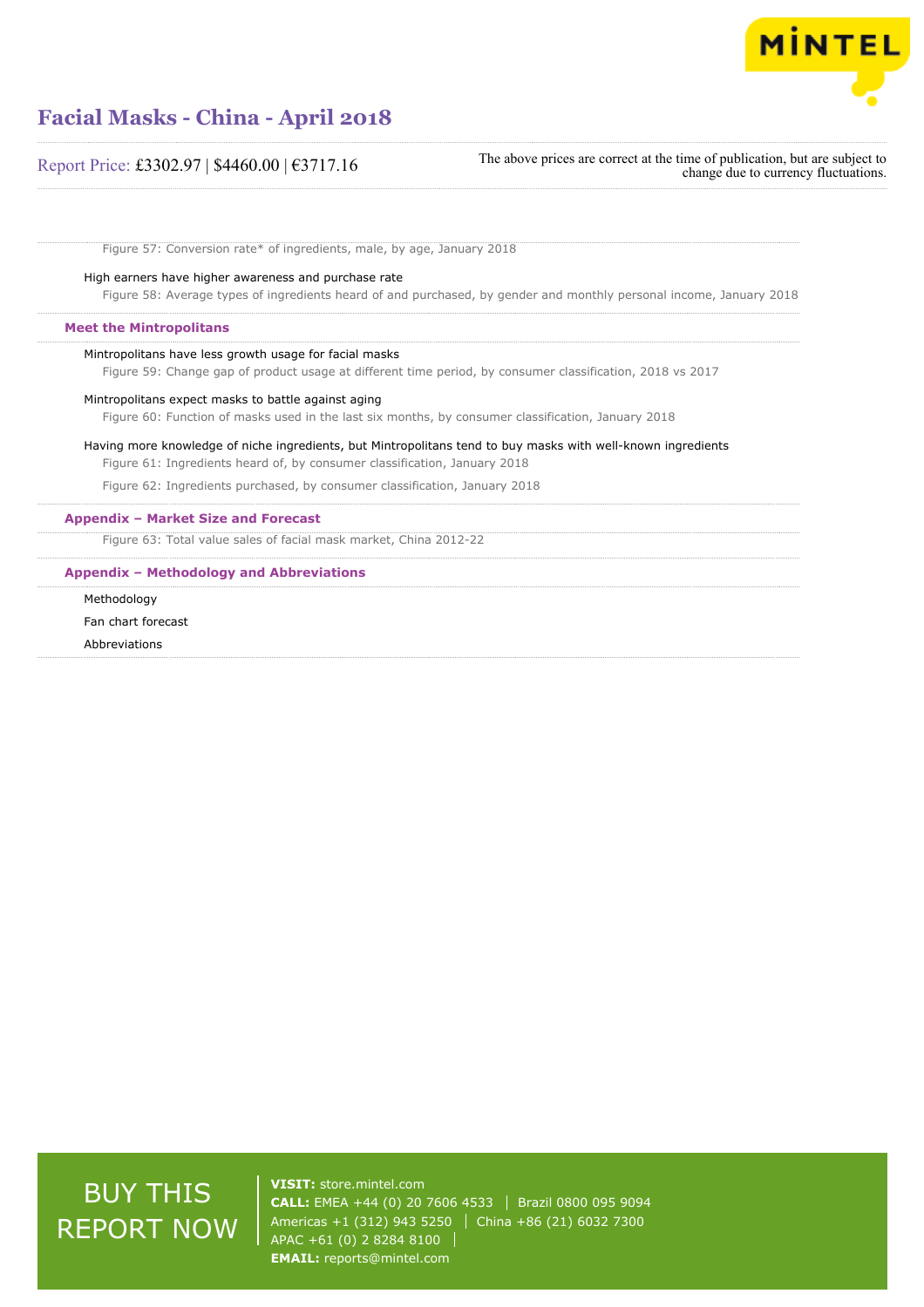Figure 57: Conversion rate* of ingredients, male, by age, January 2018

High earners have higher awareness and purchase rate

Figure 58: Average types of ingredients heard of and purchased, by gender and monthly personal income, January 2018

## Meet the Mintropolitans

Mintropolitans have less growth usage for facial masks

Figure 59: Change gap of product usage at different time period, by consumer classification, 2018 vs 2017

Mintropolitans expect masks to battle against aging

Figure 60: Function of masks used in the last six months, by consumer classification, January 2018

Having more knowledge of niche ingredients, but Mintropolitans tend to buy masks with well-known ingredients

Figure 61: Ingredients heard of, by consumer classification, January 2018

Figure 62: Ingredients purchased, by consumer classification, January 2018

## Appendix – Market Size and Forecast

Figure 63: Total value sales of facial mask market, China 2012-22

## Appendix – Methodology and Abbreviations

Methodology

Fan chart forecast

Abbreviations